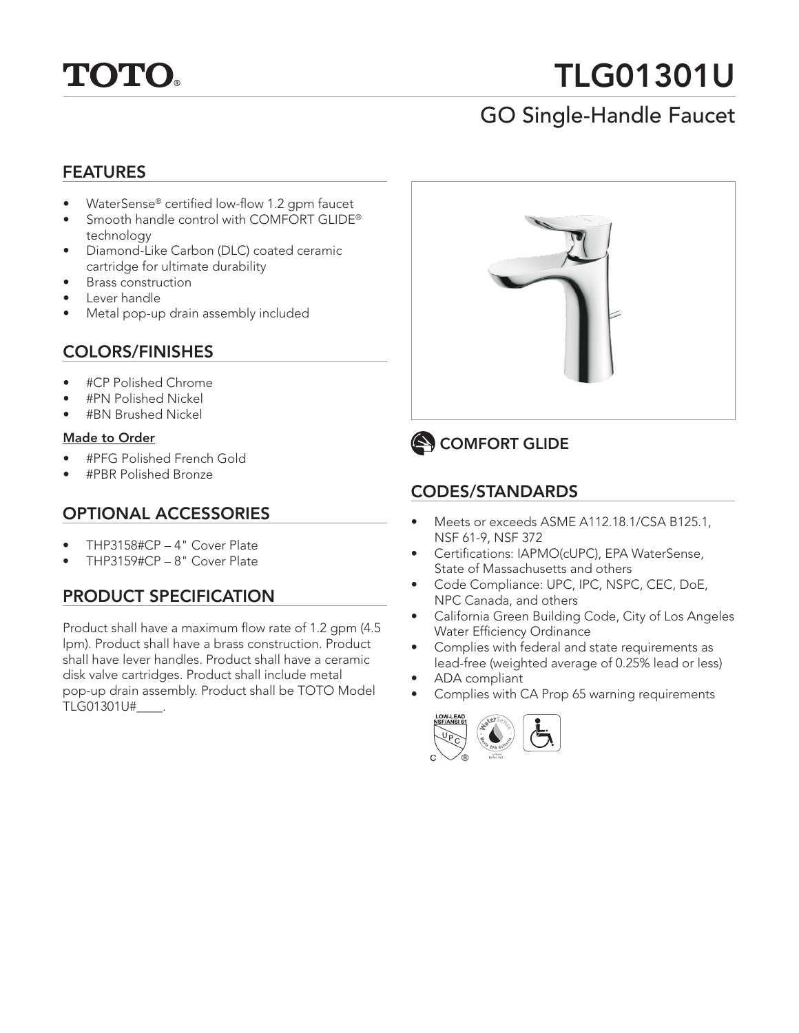# TOTO®

# TLG01301U

## GO Single-Handle Faucet

## FEATURES

- WaterSense® certified low-flow 1.2 gpm faucet
- Smooth handle control with COMFORT GLIDE® technology
- Diamond-Like Carbon (DLC) coated ceramic cartridge for ultimate durability
- Brass construction
- Lever handle
- Metal pop-up drain assembly included

## COLORS/FINISHES

- #CP Polished Chrome
- #PN Polished Nickel
- #BN Brushed Nickel

**Made to Order**

- #PFG Polished French Gold
- #PBR Polished Bronze

## OPTIONAL ACCESSORIES

- THP3158#CP – 4" Cover Plate
- THP3159#CP – 8" Cover Plate

## PRODUCT SPECIFICATION

Product shall have a maximum flow rate of 1.2 gpm (4.5 lpm). Product shall have a brass construction. Product shall have lever handles. Product shall have a ceramic disk valve cartridges. Product shall include metal pop-up drain assembly. Product shall be TOTO Model TLG01301U#____.

COMFORT GLIDE

## CODES/STANDARDS

- Meets or exceeds ASME A112.18.1/CSA B125.1, NSF 61-9, NSF 372
- Certifications: IAPMO(cUPC), EPA WaterSense, State of Massachusetts and others
- Code Compliance: UPC, IPC, NSPC, CEC, DoE, NPC Canada, and others
- California Green Building Code, City of Los Angeles Water Efficiency Ordinance
- Complies with federal and state requirements as lead-free (weighted average of 0.25% lead or less)
- ADA compliant
- Complies with CA Prop 65 warning requirements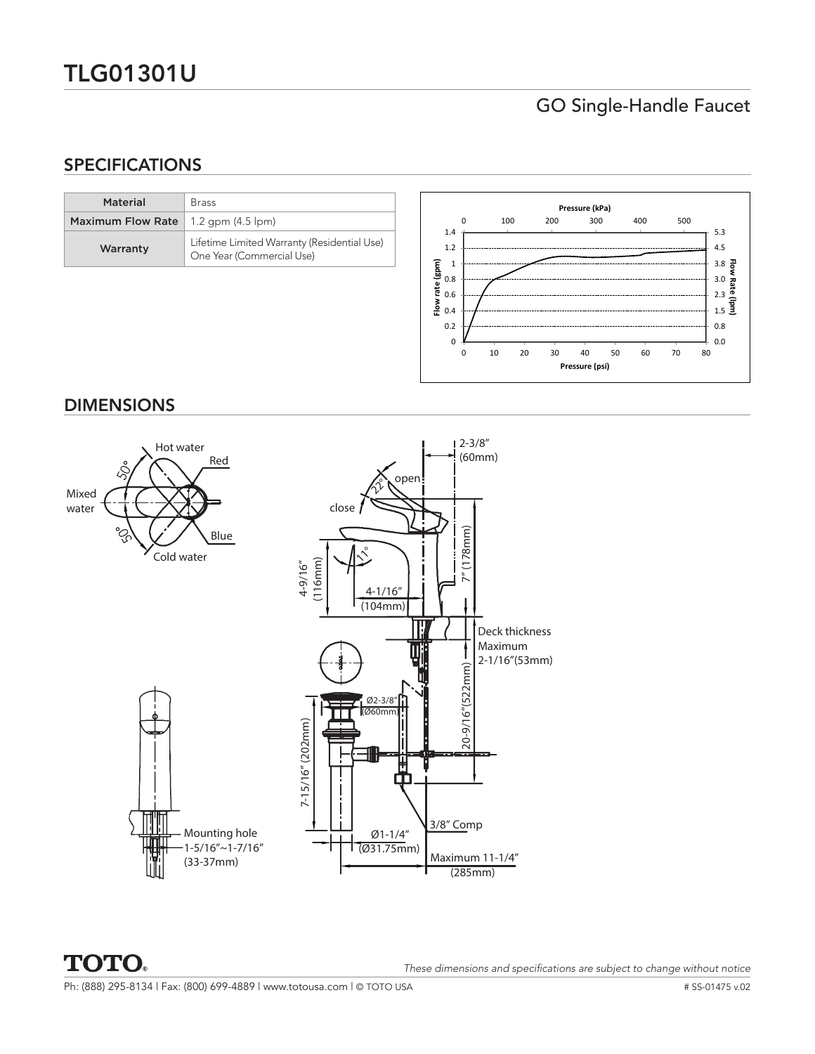# TLG01301U

## GO Single-Handle Faucet

## SPECIFICATIONS

| | |
|---|---|
| Material | Brass |
| Maximum Flow Rate | 1.2 gpm (4.5 lpm) |
| Warranty | Lifetime Limited Warranty (Residential Use)<br>One Year (Commercial Use) |

Pressure (kPa)
0 100 200 300 400 500
Flow rate (gpm)
1.4 1.2 1 0.8 0.6 0.4 0.2 0
Flow Rate (lpm)
5.3 4.5 3.8 3.0 2.3 1.5 0.8 0.0
0 10 20 30 40 50 60 70 80
Pressure (psi)

## DIMENSIONS

Hot water
Red
Mixed water
50°
50°
Blue
Cold water

2-3/8″ (60mm)
22°
open
close
11°
4-9/16″ (116mm)
4-1/16″ (104mm)
7″ (178mm)
Deck thickness Maximum 2-1/16″(53mm)
Ø2-3/8″ (Ø60mm)
20-9/16″(522mm)
7-15/16″(202mm)
3/8″ Comp
Ø1-1/4″ (Ø31.75mm)
Maximum 11-1/4″ (285mm)

Mounting hole 1-5/16″~1-7/16″ (33-37mm)

TOTO®

*These dimensions and specifications are subject to change without notice*

Ph: (888) 295-8134 | Fax: (800) 699-4889 | www.totousa.com | © TOTO USA

# SS-01475 v.02